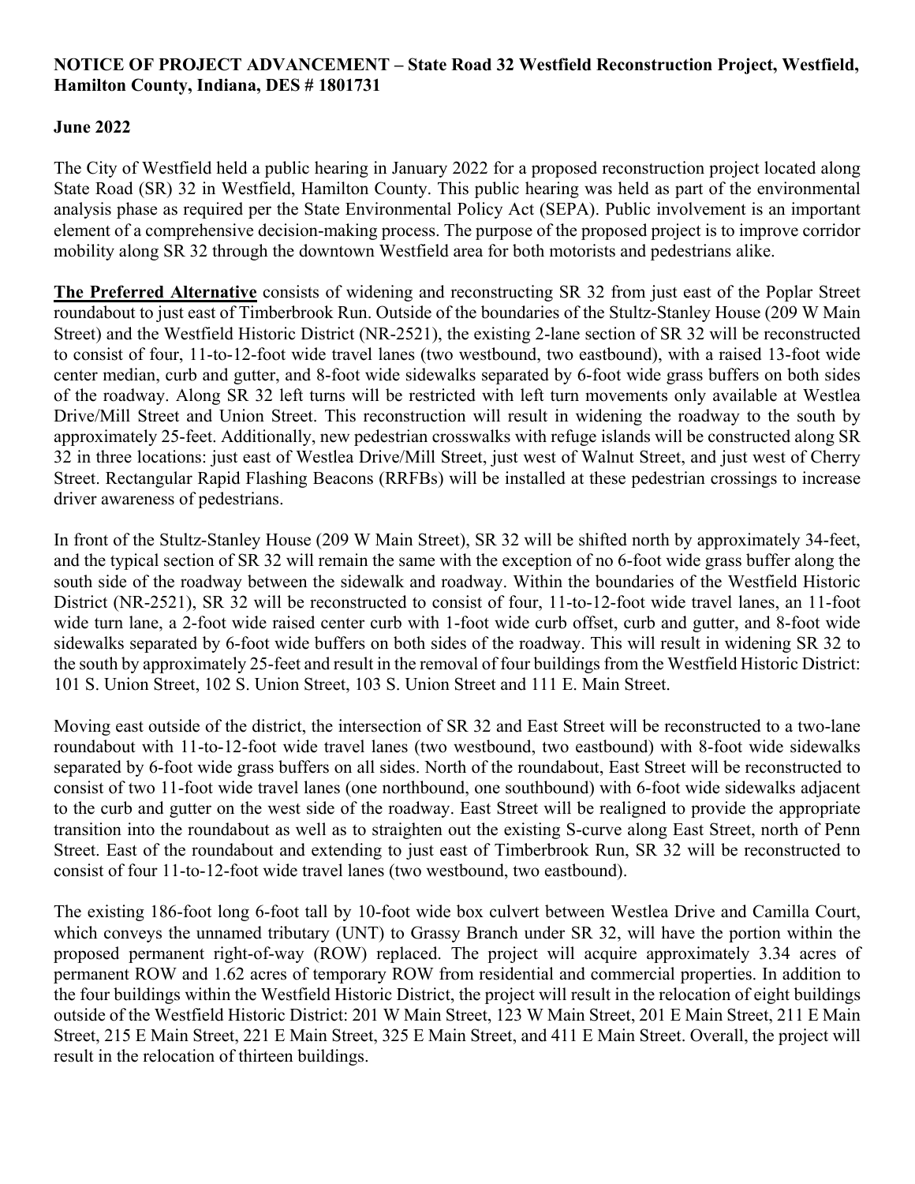**NOTICE OF PROJECT ADVANCEMENT – State Road 32 Westfield Reconstruction Project, Westfield, Hamilton County, Indiana, DES # 1801731**

**June 2022**

The City of Westfield held a public hearing in January 2022 for a proposed reconstruction project located along State Road (SR) 32 in Westfield, Hamilton County. This public hearing was held as part of the environmental analysis phase as required per the State Environmental Policy Act (SEPA). Public involvement is an important element of a comprehensive decision-making process. The purpose of the proposed project is to improve corridor mobility along SR 32 through the downtown Westfield area for both motorists and pedestrians alike.

**The Preferred Alternative** consists of widening and reconstructing SR 32 from just east of the Poplar Street roundabout to just east of Timberbrook Run. Outside of the boundaries of the Stultz-Stanley House (209 W Main Street) and the Westfield Historic District (NR-2521), the existing 2-lane section of SR 32 will be reconstructed to consist of four, 11-to-12-foot wide travel lanes (two westbound, two eastbound), with a raised 13-foot wide center median, curb and gutter, and 8-foot wide sidewalks separated by 6-foot wide grass buffers on both sides of the roadway. Along SR 32 left turns will be restricted with left turn movements only available at Westlea Drive/Mill Street and Union Street. This reconstruction will result in widening the roadway to the south by approximately 25-feet. Additionally, new pedestrian crosswalks with refuge islands will be constructed along SR 32 in three locations: just east of Westlea Drive/Mill Street, just west of Walnut Street, and just west of Cherry Street. Rectangular Rapid Flashing Beacons (RRFBs) will be installed at these pedestrian crossings to increase driver awareness of pedestrians.

In front of the Stultz-Stanley House (209 W Main Street), SR 32 will be shifted north by approximately 34-feet, and the typical section of SR 32 will remain the same with the exception of no 6-foot wide grass buffer along the south side of the roadway between the sidewalk and roadway. Within the boundaries of the Westfield Historic District (NR-2521), SR 32 will be reconstructed to consist of four, 11-to-12-foot wide travel lanes, an 11-foot wide turn lane, a 2-foot wide raised center curb with 1-foot wide curb offset, curb and gutter, and 8-foot wide sidewalks separated by 6-foot wide buffers on both sides of the roadway. This will result in widening SR 32 to the south by approximately 25-feet and result in the removal of four buildings from the Westfield Historic District: 101 S. Union Street, 102 S. Union Street, 103 S. Union Street and 111 E. Main Street.

Moving east outside of the district, the intersection of SR 32 and East Street will be reconstructed to a two-lane roundabout with 11-to-12-foot wide travel lanes (two westbound, two eastbound) with 8-foot wide sidewalks separated by 6-foot wide grass buffers on all sides. North of the roundabout, East Street will be reconstructed to consist of two 11-foot wide travel lanes (one northbound, one southbound) with 6-foot wide sidewalks adjacent to the curb and gutter on the west side of the roadway. East Street will be realigned to provide the appropriate transition into the roundabout as well as to straighten out the existing S-curve along East Street, north of Penn Street. East of the roundabout and extending to just east of Timberbrook Run, SR 32 will be reconstructed to consist of four 11-to-12-foot wide travel lanes (two westbound, two eastbound).

The existing 186-foot long 6-foot tall by 10-foot wide box culvert between Westlea Drive and Camilla Court, which conveys the unnamed tributary (UNT) to Grassy Branch under SR 32, will have the portion within the proposed permanent right-of-way (ROW) replaced. The project will acquire approximately 3.34 acres of permanent ROW and 1.62 acres of temporary ROW from residential and commercial properties. In addition to the four buildings within the Westfield Historic District, the project will result in the relocation of eight buildings outside of the Westfield Historic District: 201 W Main Street, 123 W Main Street, 201 E Main Street, 211 E Main Street, 215 E Main Street, 221 E Main Street, 325 E Main Street, and 411 E Main Street. Overall, the project will result in the relocation of thirteen buildings.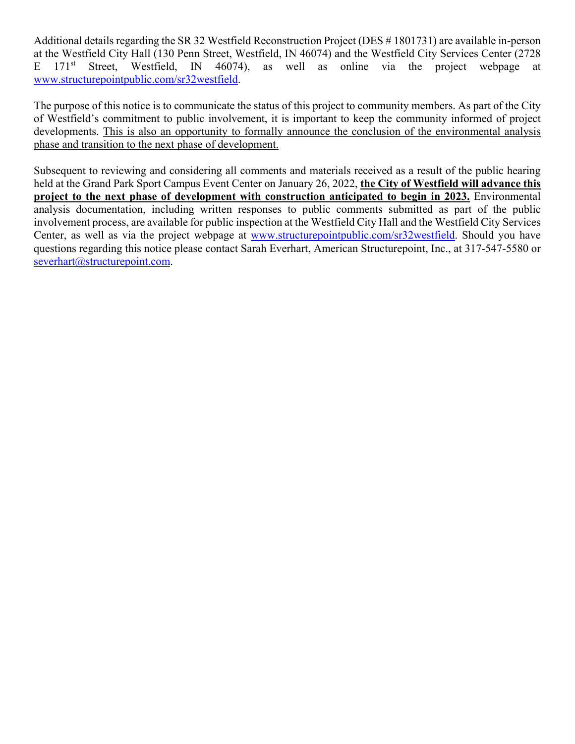Additional details regarding the SR 32 Westfield Reconstruction Project (DES # 1801731) are available in-person at the Westfield City Hall (130 Penn Street, Westfield, IN 46074) and the Westfield City Services Center (2728 E 171st Street, Westfield, IN 46074), as well as online via the project webpage at www.structurepointpublic.com/sr32westfield.

The purpose of this notice is to communicate the status of this project to community members. As part of the City of Westfield's commitment to public involvement, it is important to keep the community informed of project developments. This is also an opportunity to formally announce the conclusion of the environmental analysis phase and transition to the next phase of development.

Subsequent to reviewing and considering all comments and materials received as a result of the public hearing held at the Grand Park Sport Campus Event Center on January 26, 2022, **the City of Westfield will advance this project to the next phase of development with construction anticipated to begin in 2023.** Environmental analysis documentation, including written responses to public comments submitted as part of the public involvement process, are available for public inspection at the Westfield City Hall and the Westfield City Services Center, as well as via the project webpage at www.structurepointpublic.com/sr32westfield. Should you have questions regarding this notice please contact Sarah Everhart, American Structurepoint, Inc., at 317-547-5580 or severhart@structurepoint.com.